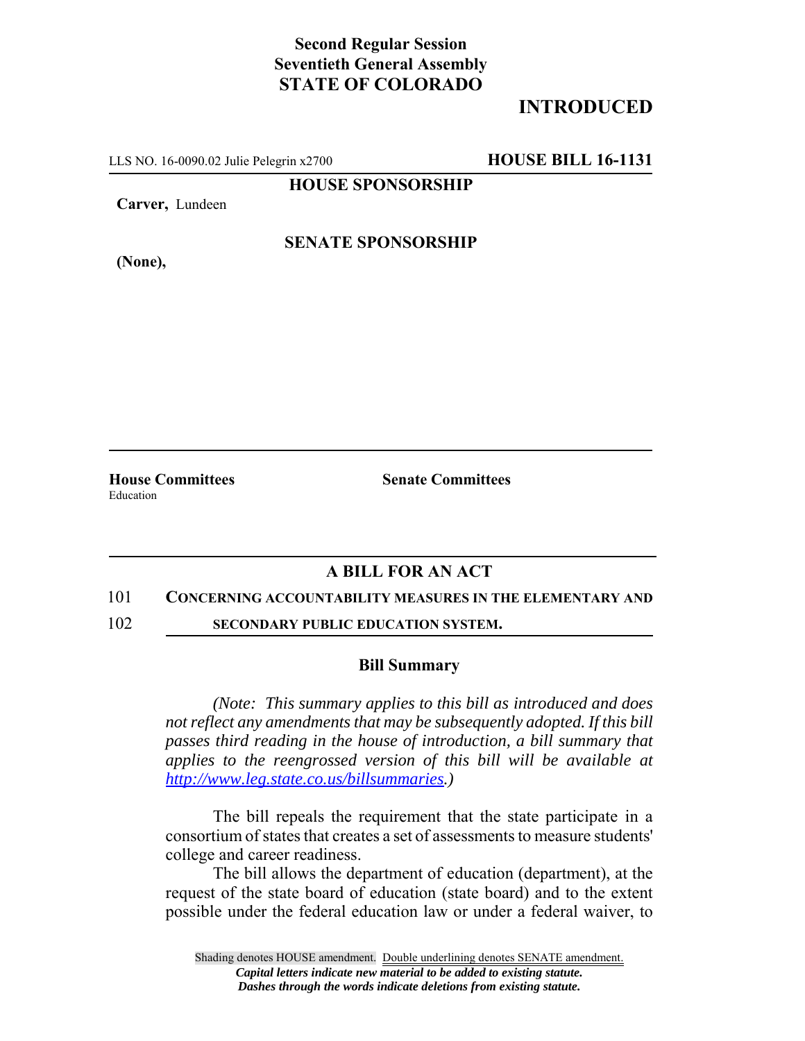**Second Regular Session**
**Seventieth General Assembly**
**STATE OF COLORADO**

**INTRODUCED**

LLS NO. 16-0090.02 Julie Pelegrin x2700 **HOUSE BILL 16-1131**

**HOUSE SPONSORSHIP**

**Carver,** Lundeen

**SENATE SPONSORSHIP**

**(None),**

**House Committees**
Education

**Senate Committees**

## A BILL FOR AN ACT

101 **CONCERNING ACCOUNTABILITY MEASURES IN THE ELEMENTARY AND**
102 **SECONDARY PUBLIC EDUCATION SYSTEM.**

### Bill Summary

*(Note: This summary applies to this bill as introduced and does not reflect any amendments that may be subsequently adopted. If this bill passes third reading in the house of introduction, a bill summary that applies to the reengrossed version of this bill will be available at http://www.leg.state.co.us/billsummaries.)*

The bill repeals the requirement that the state participate in a consortium of states that creates a set of assessments to measure students' college and career readiness.

The bill allows the department of education (department), at the request of the state board of education (state board) and to the extent possible under the federal education law or under a federal waiver, to

Shading denotes HOUSE amendment. Double underlining denotes SENATE amendment.
*Capital letters indicate new material to be added to existing statute.*
*Dashes through the words indicate deletions from existing statute.*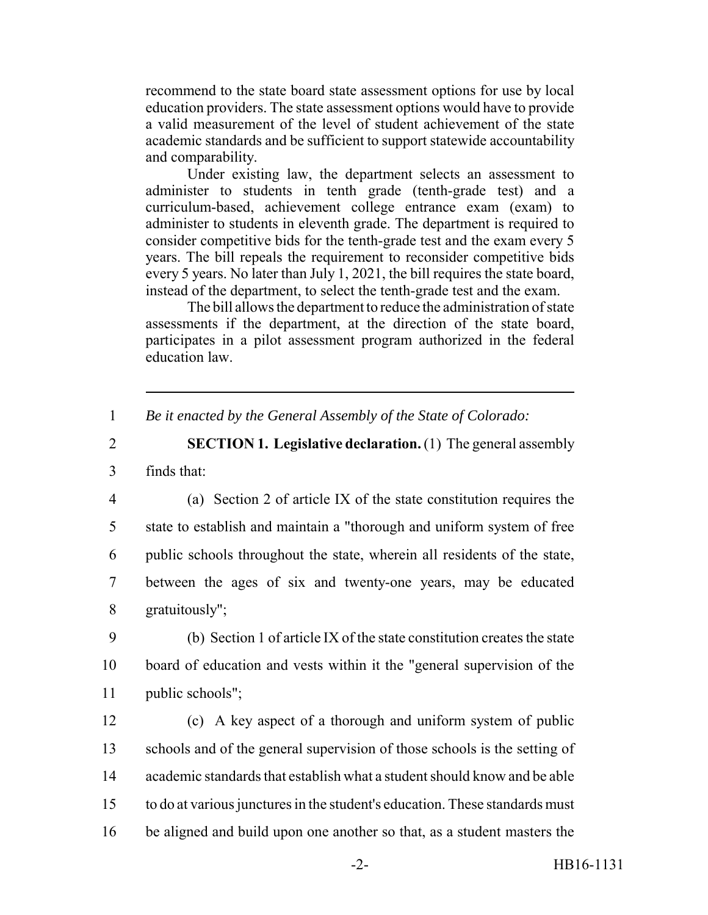recommend to the state board state assessment options for use by local education providers. The state assessment options would have to provide a valid measurement of the level of student achievement of the state academic standards and be sufficient to support statewide accountability and comparability.

Under existing law, the department selects an assessment to administer to students in tenth grade (tenth-grade test) and a curriculum-based, achievement college entrance exam (exam) to administer to students in eleventh grade. The department is required to consider competitive bids for the tenth-grade test and the exam every 5 years. The bill repeals the requirement to reconsider competitive bids every 5 years. No later than July 1, 2021, the bill requires the state board, instead of the department, to select the tenth-grade test and the exam.

The bill allows the department to reduce the administration of state assessments if the department, at the direction of the state board, participates in a pilot assessment program authorized in the federal education law.

---

1 *Be it enacted by the General Assembly of the State of Colorado:*

2 **SECTION 1. Legislative declaration.** (1) The general assembly
3 finds that:

4 (a) Section 2 of article IX of the state constitution requires the
5 state to establish and maintain a "thorough and uniform system of free
6 public schools throughout the state, wherein all residents of the state,
7 between the ages of six and twenty-one years, may be educated
8 gratuitously";

9 (b) Section 1 of article IX of the state constitution creates the state
10 board of education and vests within it the "general supervision of the
11 public schools";

12 (c) A key aspect of a thorough and uniform system of public
13 schools and of the general supervision of those schools is the setting of
14 academic standards that establish what a student should know and be able
15 to do at various junctures in the student's education. These standards must
16 be aligned and build upon one another so that, as a student masters the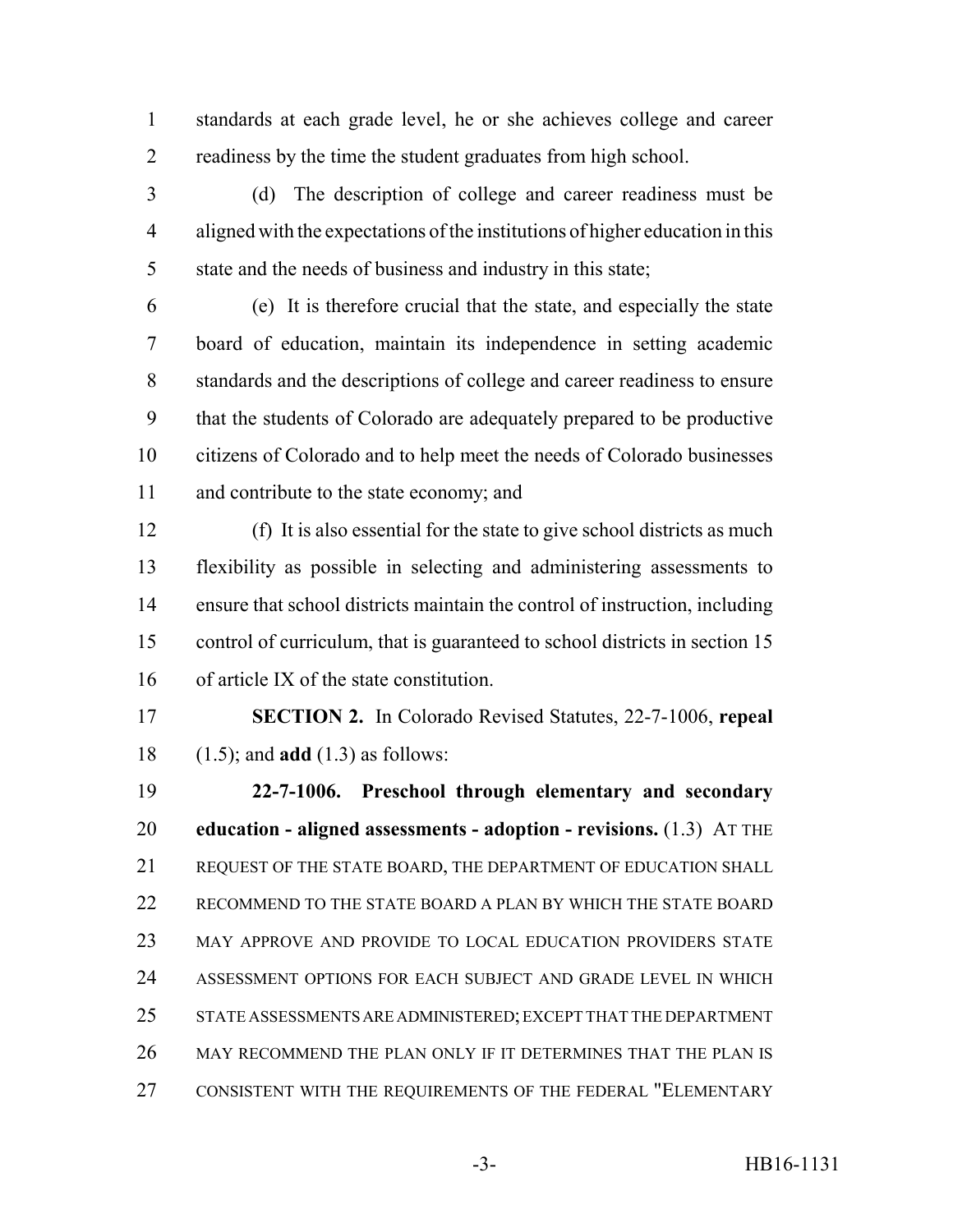standards at each grade level, he or she achieves college and career readiness by the time the student graduates from high school.

(d) The description of college and career readiness must be aligned with the expectations of the institutions of higher education in this state and the needs of business and industry in this state;

(e) It is therefore crucial that the state, and especially the state board of education, maintain its independence in setting academic standards and the descriptions of college and career readiness to ensure that the students of Colorado are adequately prepared to be productive citizens of Colorado and to help meet the needs of Colorado businesses and contribute to the state economy; and

(f) It is also essential for the state to give school districts as much flexibility as possible in selecting and administering assessments to ensure that school districts maintain the control of instruction, including control of curriculum, that is guaranteed to school districts in section 15 of article IX of the state constitution.

**SECTION 2.** In Colorado Revised Statutes, 22-7-1006, **repeal** (1.5); and **add** (1.3) as follows:

**22-7-1006. Preschool through elementary and secondary education - aligned assessments - adoption - revisions.** (1.3) AT THE REQUEST OF THE STATE BOARD, THE DEPARTMENT OF EDUCATION SHALL RECOMMEND TO THE STATE BOARD A PLAN BY WHICH THE STATE BOARD MAY APPROVE AND PROVIDE TO LOCAL EDUCATION PROVIDERS STATE ASSESSMENT OPTIONS FOR EACH SUBJECT AND GRADE LEVEL IN WHICH STATE ASSESSMENTS ARE ADMINISTERED; EXCEPT THAT THE DEPARTMENT MAY RECOMMEND THE PLAN ONLY IF IT DETERMINES THAT THE PLAN IS CONSISTENT WITH THE REQUIREMENTS OF THE FEDERAL "ELEMENTARY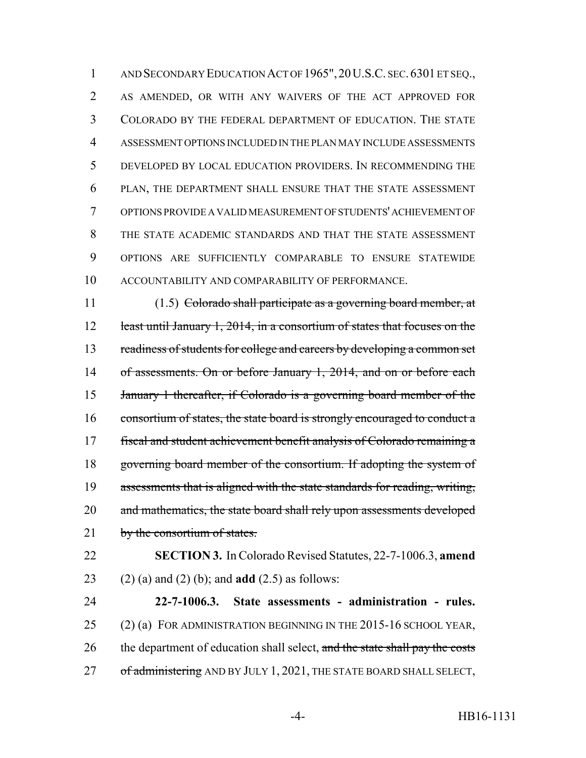AND SECONDARY EDUCATION ACT OF 1965", 20 U.S.C. SEC. 6301 ET SEQ., AS AMENDED, OR WITH ANY WAIVERS OF THE ACT APPROVED FOR COLORADO BY THE FEDERAL DEPARTMENT OF EDUCATION. THE STATE ASSESSMENT OPTIONS INCLUDED IN THE PLAN MAY INCLUDE ASSESSMENTS DEVELOPED BY LOCAL EDUCATION PROVIDERS. IN RECOMMENDING THE PLAN, THE DEPARTMENT SHALL ENSURE THAT THE STATE ASSESSMENT OPTIONS PROVIDE A VALID MEASUREMENT OF STUDENTS' ACHIEVEMENT OF THE STATE ACADEMIC STANDARDS AND THAT THE STATE ASSESSMENT OPTIONS ARE SUFFICIENTLY COMPARABLE TO ENSURE STATEWIDE ACCOUNTABILITY AND COMPARABILITY OF PERFORMANCE.

(1.5) ~~Colorado shall participate as a governing board member, at least until January 1, 2014, in a consortium of states that focuses on the readiness of students for college and careers by developing a common set of assessments. On or before January 1, 2014, and on or before each January 1 thereafter, if Colorado is a governing board member of the consortium of states, the state board is strongly encouraged to conduct a fiscal and student achievement benefit analysis of Colorado remaining a governing board member of the consortium. If adopting the system of assessments that is aligned with the state standards for reading, writing, and mathematics, the state board shall rely upon assessments developed by the consortium of states.~~

**SECTION 3.** In Colorado Revised Statutes, 22-7-1006.3, **amend** (2) (a) and (2) (b); and **add** (2.5) as follows:

**22-7-1006.3. State assessments - administration - rules.** (2) (a) FOR ADMINISTRATION BEGINNING IN THE 2015-16 SCHOOL YEAR, the department of education shall select, ~~and the state shall pay the costs of administering~~ AND BY JULY 1, 2021, THE STATE BOARD SHALL SELECT,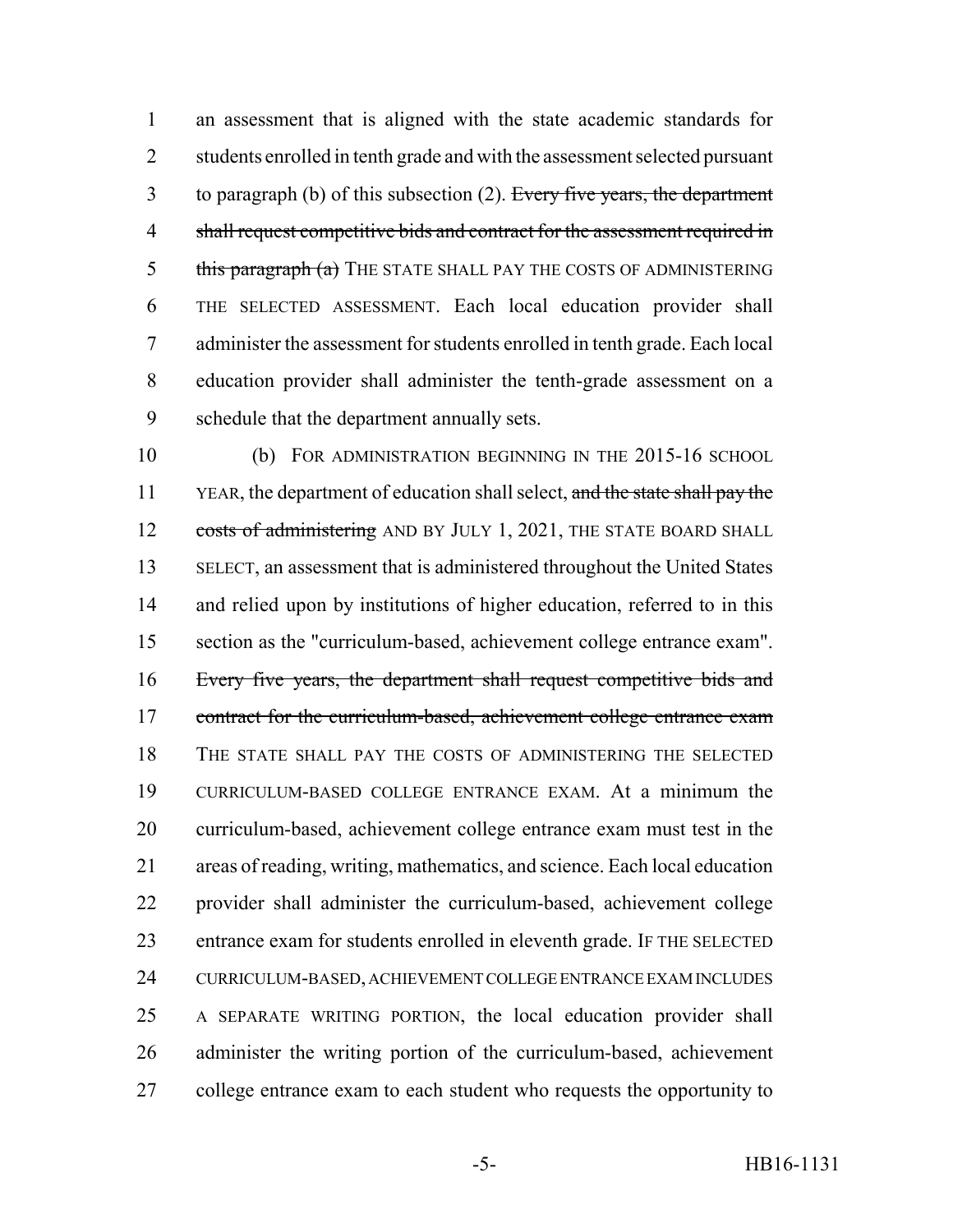an assessment that is aligned with the state academic standards for students enrolled in tenth grade and with the assessment selected pursuant to paragraph (b) of this subsection (2). ~~Every five years, the department shall request competitive bids and contract for the assessment required in this paragraph (a)~~ THE STATE SHALL PAY THE COSTS OF ADMINISTERING THE SELECTED ASSESSMENT. Each local education provider shall administer the assessment for students enrolled in tenth grade. Each local education provider shall administer the tenth-grade assessment on a schedule that the department annually sets.

(b) FOR ADMINISTRATION BEGINNING IN THE 2015-16 SCHOOL YEAR, the department of education shall select, ~~and the state shall pay the costs of administering~~ AND BY JULY 1, 2021, THE STATE BOARD SHALL SELECT, an assessment that is administered throughout the United States and relied upon by institutions of higher education, referred to in this section as the "curriculum-based, achievement college entrance exam". ~~Every five years, the department shall request competitive bids and contract for the curriculum-based, achievement college entrance exam~~ THE STATE SHALL PAY THE COSTS OF ADMINISTERING THE SELECTED CURRICULUM-BASED COLLEGE ENTRANCE EXAM. At a minimum the curriculum-based, achievement college entrance exam must test in the areas of reading, writing, mathematics, and science. Each local education provider shall administer the curriculum-based, achievement college entrance exam for students enrolled in eleventh grade. IF THE SELECTED CURRICULUM-BASED, ACHIEVEMENT COLLEGE ENTRANCE EXAM INCLUDES A SEPARATE WRITING PORTION, the local education provider shall administer the writing portion of the curriculum-based, achievement college entrance exam to each student who requests the opportunity to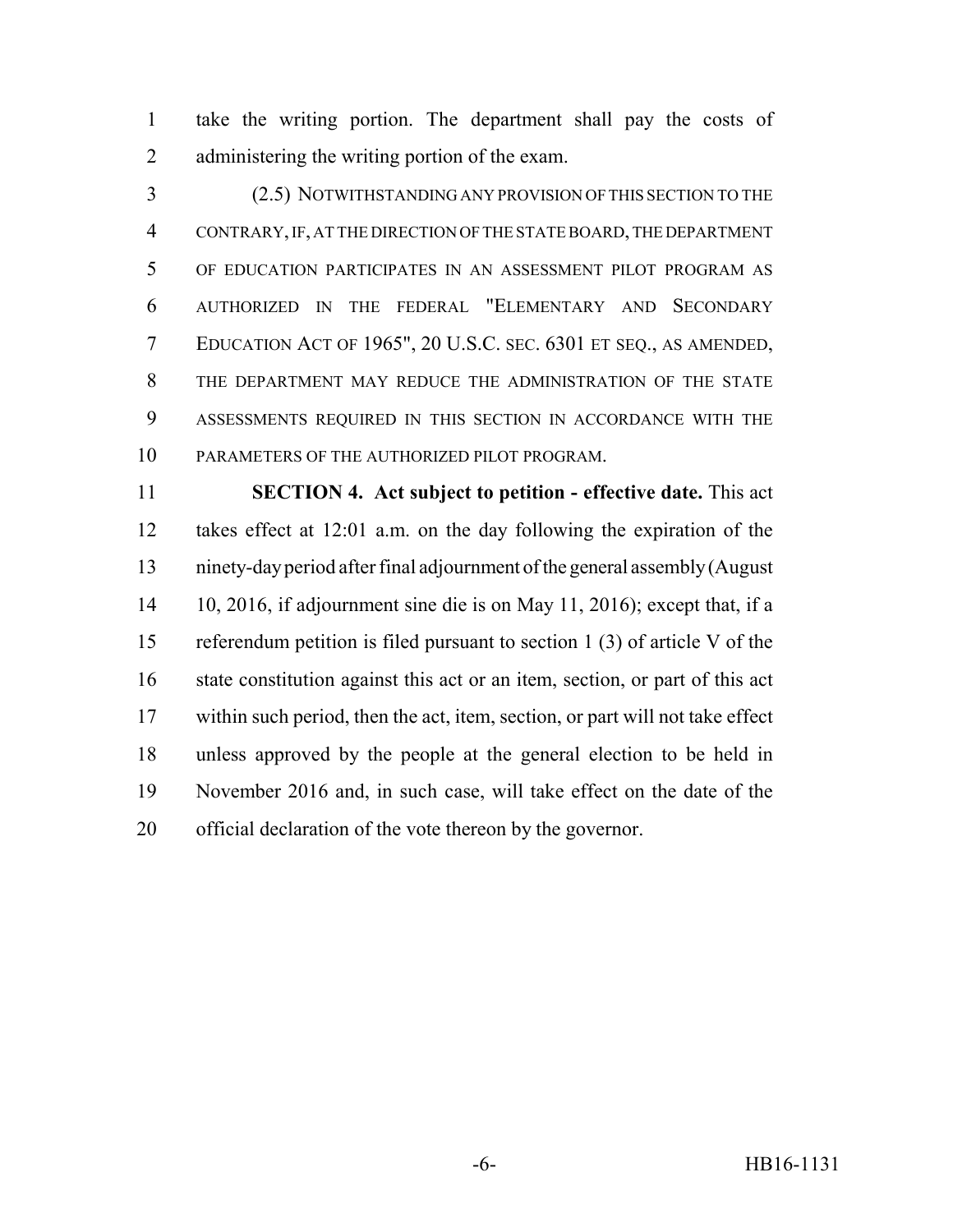take the writing portion. The department shall pay the costs of administering the writing portion of the exam.

(2.5) NOTWITHSTANDING ANY PROVISION OF THIS SECTION TO THE CONTRARY, IF, AT THE DIRECTION OF THE STATE BOARD, THE DEPARTMENT OF EDUCATION PARTICIPATES IN AN ASSESSMENT PILOT PROGRAM AS AUTHORIZED IN THE FEDERAL "ELEMENTARY AND SECONDARY EDUCATION ACT OF 1965", 20 U.S.C. SEC. 6301 ET SEQ., AS AMENDED, THE DEPARTMENT MAY REDUCE THE ADMINISTRATION OF THE STATE ASSESSMENTS REQUIRED IN THIS SECTION IN ACCORDANCE WITH THE PARAMETERS OF THE AUTHORIZED PILOT PROGRAM.

**SECTION 4. Act subject to petition - effective date.** This act takes effect at 12:01 a.m. on the day following the expiration of the ninety-day period after final adjournment of the general assembly (August 10, 2016, if adjournment sine die is on May 11, 2016); except that, if a referendum petition is filed pursuant to section 1 (3) of article V of the state constitution against this act or an item, section, or part of this act within such period, then the act, item, section, or part will not take effect unless approved by the people at the general election to be held in November 2016 and, in such case, will take effect on the date of the official declaration of the vote thereon by the governor.